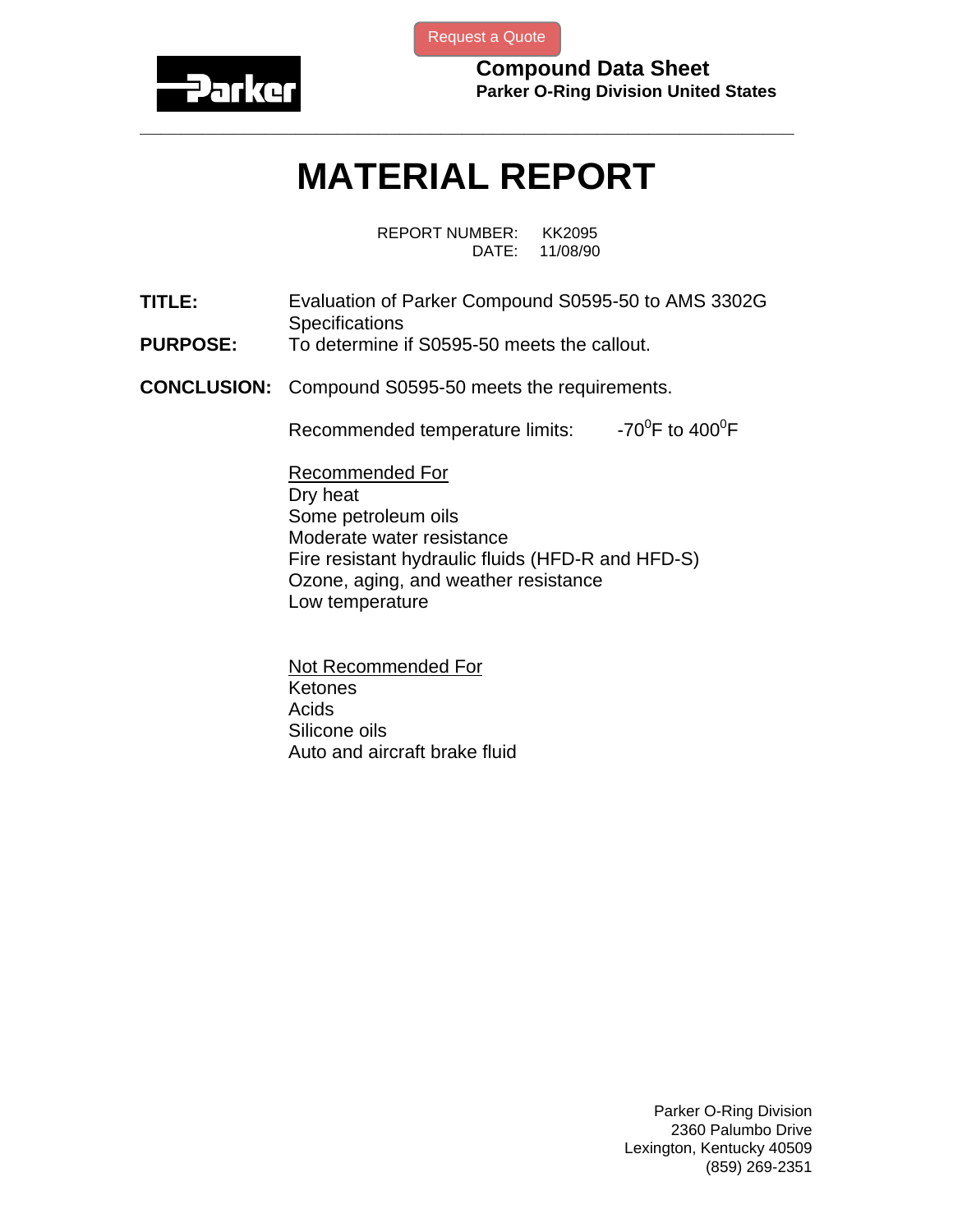Request a Quote

**Compound Data Sheet**
**Parker O-Ring Division United States**

# MATERIAL REPORT

REPORT NUMBER: KK2095
DATE: 11/08/90

**TITLE:** Evaluation of Parker Compound S0595-50 to AMS 3302G Specifications

**PURPOSE:** To determine if S0595-50 meets the callout.

**CONCLUSION:** Compound S0595-50 meets the requirements.

Recommended temperature limits: $-70^0$F to $400^0$F

<u>Recommended For</u>
Dry heat
Some petroleum oils
Moderate water resistance
Fire resistant hydraulic fluids (HFD-R and HFD-S)
Ozone, aging, and weather resistance
Low temperature

<u>Not Recommended For</u>
Ketones
Acids
Silicone oils
Auto and aircraft brake fluid

Parker O-Ring Division
2360 Palumbo Drive
Lexington, Kentucky 40509
(859) 269-2351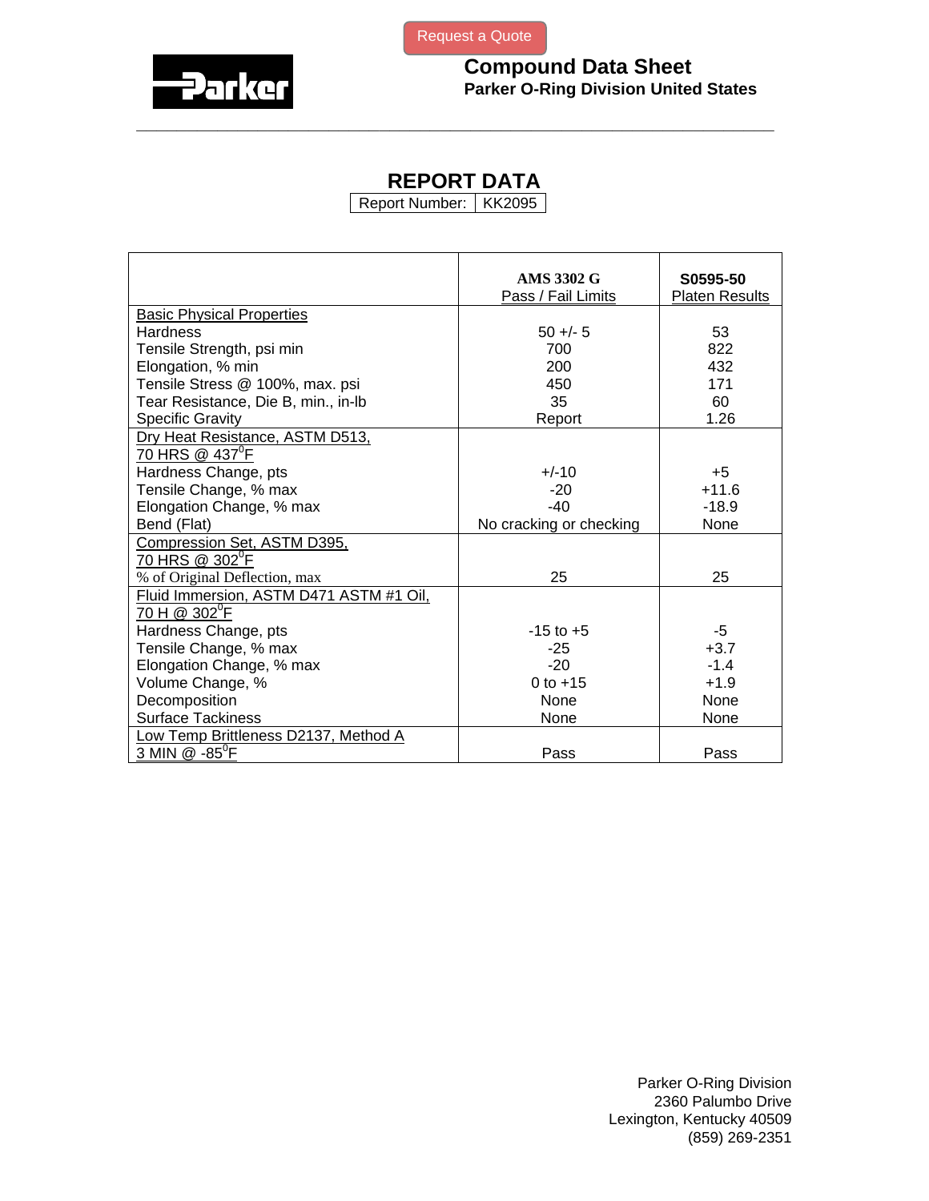Request a Quote

Parker

## Compound Data Sheet

**Parker O-Ring Division United States**

---

# REPORT DATA

| Report Number: | KK2095 |
|---|---|

| | **AMS 3302 G** Pass / Fail Limits | **S0595-50** Platen Results |
|---|---|---|
| Basic Physical Properties | | |
| Hardness | 50 +/- 5 | 53 |
| Tensile Strength, psi min | 700 | 822 |
| Elongation, % min | 200 | 432 |
| Tensile Stress @ 100%, max. psi | 450 | 171 |
| Tear Resistance, Die B, min., in-lb | 35 | 60 |
| Specific Gravity | Report | 1.26 |
| Dry Heat Resistance, ASTM D513, 70 HRS @ 437$^0$F | | |
| Hardness Change, pts | +/-10 | +5 |
| Tensile Change, % max | -20 | +11.6 |
| Elongation Change, % max | -40 | -18.9 |
| Bend (Flat) | No cracking or checking | None |
| Compression Set, ASTM D395, 70 HRS @ 302$^0$F | | |
| % of Original Deflection, max | 25 | 25 |
| Fluid Immersion, ASTM D471 ASTM #1 Oil, 70 H @ 302$^0$F | | |
| Hardness Change, pts | -15 to +5 | -5 |
| Tensile Change, % max | -25 | +3.7 |
| Elongation Change, % max | -20 | -1.4 |
| Volume Change, % | 0 to +15 | +1.9 |
| Decomposition | None | None |
| Surface Tackiness | None | None |
| Low Temp Brittleness D2137, Method A 3 MIN @ -85$^0$F | Pass | Pass |

Parker O-Ring Division
2360 Palumbo Drive
Lexington, Kentucky 40509
(859) 269-2351